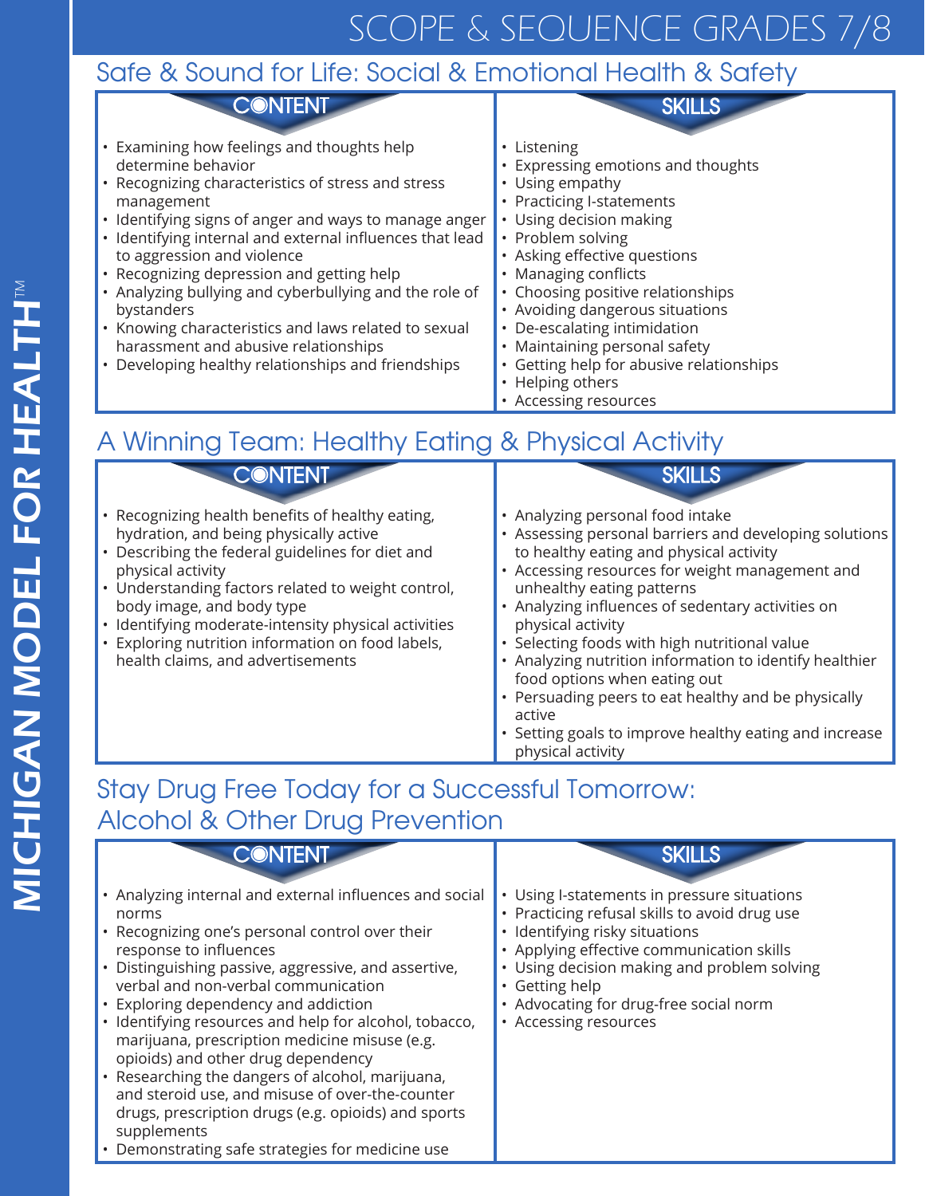# SCOPE & SEQUENCE GRADES 7/8

MICHIGAN MODEL FOR HEALTH™

## Safe & Sound for Life: Social & Emotional Health & Safety

### CONTENT

- Examining how feelings and thoughts help determine behavior
- Recognizing characteristics of stress and stress management
- Identifying signs of anger and ways to manage anger
- Identifying internal and external influences that lead to aggression and violence
- Recognizing depression and getting help
- Analyzing bullying and cyberbullying and the role of bystanders
- Knowing characteristics and laws related to sexual harassment and abusive relationships
- Developing healthy relationships and friendships

### SKILLS

- Listening
- Expressing emotions and thoughts
- Using empathy
- Practicing I-statements
- Using decision making
- Problem solving
- Asking effective questions
- Managing conflicts
- Choosing positive relationships
- Avoiding dangerous situations
- De-escalating intimidation
- Maintaining personal safety
- Getting help for abusive relationships
- Helping others
- Accessing resources

## A Winning Team: Healthy Eating & Physical Activity

### CONTENT

- Recognizing health benefits of healthy eating, hydration, and being physically active
- Describing the federal guidelines for diet and physical activity
- Understanding factors related to weight control, body image, and body type
- Identifying moderate-intensity physical activities
- Exploring nutrition information on food labels, health claims, and advertisements

### SKILLS

- Analyzing personal food intake
- Assessing personal barriers and developing solutions to healthy eating and physical activity
- Accessing resources for weight management and unhealthy eating patterns
- Analyzing influences of sedentary activities on physical activity
- Selecting foods with high nutritional value
- Analyzing nutrition information to identify healthier food options when eating out
- Persuading peers to eat healthy and be physically active
- Setting goals to improve healthy eating and increase physical activity

## Stay Drug Free Today for a Successful Tomorrow: Alcohol & Other Drug Prevention

### CONTENT

- Analyzing internal and external influences and social norms
- Recognizing one's personal control over their response to influences
- Distinguishing passive, aggressive, and assertive, verbal and non-verbal communication
- Exploring dependency and addiction
- Identifying resources and help for alcohol, tobacco, marijuana, prescription medicine misuse (e.g. opioids) and other drug dependency
- Researching the dangers of alcohol, marijuana, and steroid use, and misuse of over-the-counter drugs, prescription drugs (e.g. opioids) and sports supplements
- Demonstrating safe strategies for medicine use

### SKILLS

- Using I-statements in pressure situations
- Practicing refusal skills to avoid drug use
- Identifying risky situations
- Applying effective communication skills
- Using decision making and problem solving
- Getting help
- Advocating for drug-free social norm
- Accessing resources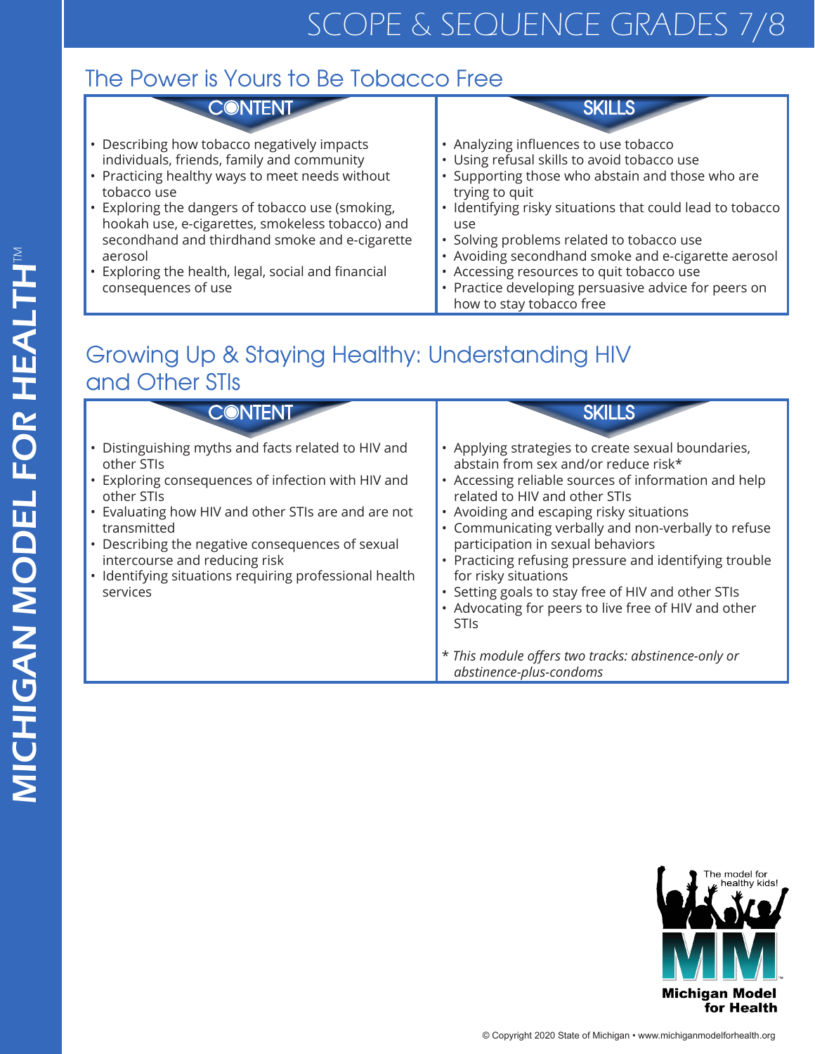# SCOPE & SEQUENCE GRADES 7/8

## The Power is Yours to Be Tobacco Free

| CONTENT | SKILLS |
|---|---|
| • Describing how tobacco negatively impacts individuals, friends, family and community<br>• Practicing healthy ways to meet needs without tobacco use<br>• Exploring the dangers of tobacco use (smoking, hookah use, e-cigarettes, smokeless tobacco) and secondhand and thirdhand smoke and e-cigarette aerosol<br>• Exploring the health, legal, social and financial consequences of use | • Analyzing influences to use tobacco<br>• Using refusal skills to avoid tobacco use<br>• Supporting those who abstain and those who are trying to quit<br>• Identifying risky situations that could lead to tobacco use<br>• Solving problems related to tobacco use<br>• Avoiding secondhand smoke and e-cigarette aerosol<br>• Accessing resources to quit tobacco use<br>• Practice developing persuasive advice for peers on how to stay tobacco free |

## Growing Up & Staying Healthy: Understanding HIV and Other STIs

| CONTENT | SKILLS |
|---|---|
| • Distinguishing myths and facts related to HIV and other STIs<br>• Exploring consequences of infection with HIV and other STIs<br>• Evaluating how HIV and other STIs are and are not transmitted<br>• Describing the negative consequences of sexual intercourse and reducing risk<br>• Identifying situations requiring professional health services | • Applying strategies to create sexual boundaries, abstain from sex and/or reduce risk*<br>• Accessing reliable sources of information and help related to HIV and other STIs<br>• Avoiding and escaping risky situations<br>• Communicating verbally and non-verbally to refuse participation in sexual behaviors<br>• Practicing refusing pressure and identifying trouble for risky situations<br>• Setting goals to stay free of HIV and other STIs<br>• Advocating for peers to live free of HIV and other STIs<br><br>* *This module offers two tracks: abstinence-only or abstinence-plus-condoms* |

MICHIGAN MODEL FOR HEALTH™

The model for healthy kids!

Michigan Model for Health

© Copyright 2020 State of Michigan • www.michiganmodelforhealth.org